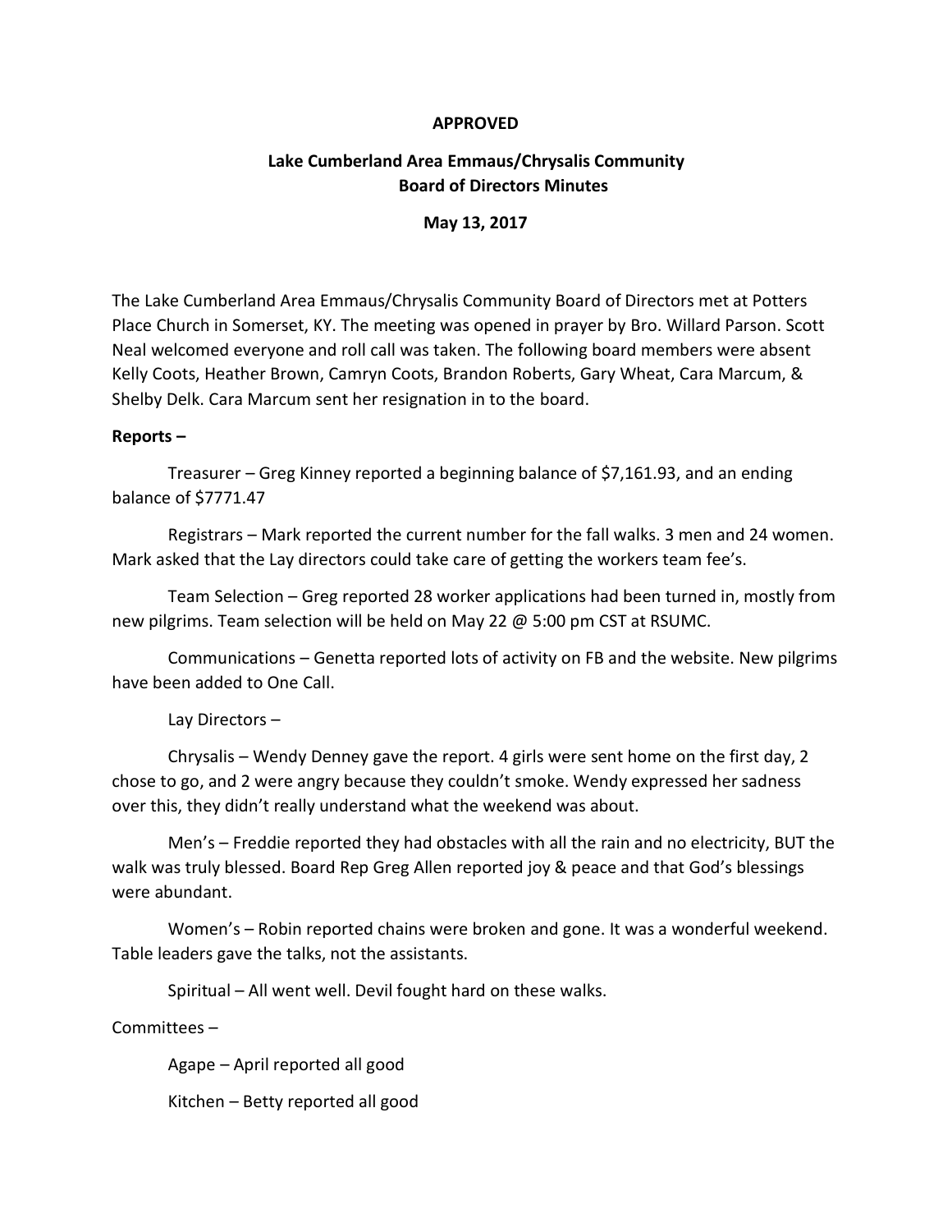**APPROVED**

# Lake Cumberland Area Emmaus/Chrysalis Community Board of Directors Minutes

**May 13, 2017**

The Lake Cumberland Area Emmaus/Chrysalis Community Board of Directors met at Potters Place Church in Somerset, KY. The meeting was opened in prayer by Bro. Willard Parson. Scott Neal welcomed everyone and roll call was taken. The following board members were absent Kelly Coots, Heather Brown, Camryn Coots, Brandon Roberts, Gary Wheat, Cara Marcum, & Shelby Delk. Cara Marcum sent her resignation in to the board.

**Reports –**

Treasurer – Greg Kinney reported a beginning balance of $7,161.93, and an ending balance of $7771.47

Registrars – Mark reported the current number for the fall walks. 3 men and 24 women. Mark asked that the Lay directors could take care of getting the workers team fee's.

Team Selection – Greg reported 28 worker applications had been turned in, mostly from new pilgrims. Team selection will be held on May 22 @ 5:00 pm CST at RSUMC.

Communications – Genetta reported lots of activity on FB and the website. New pilgrims have been added to One Call.

Lay Directors –

Chrysalis – Wendy Denney gave the report. 4 girls were sent home on the first day, 2 chose to go, and 2 were angry because they couldn't smoke. Wendy expressed her sadness over this, they didn't really understand what the weekend was about.

Men's – Freddie reported they had obstacles with all the rain and no electricity, BUT the walk was truly blessed. Board Rep Greg Allen reported joy & peace and that God's blessings were abundant.

Women's – Robin reported chains were broken and gone. It was a wonderful weekend. Table leaders gave the talks, not the assistants.

Spiritual – All went well. Devil fought hard on these walks.

Committees –

Agape – April reported all good

Kitchen – Betty reported all good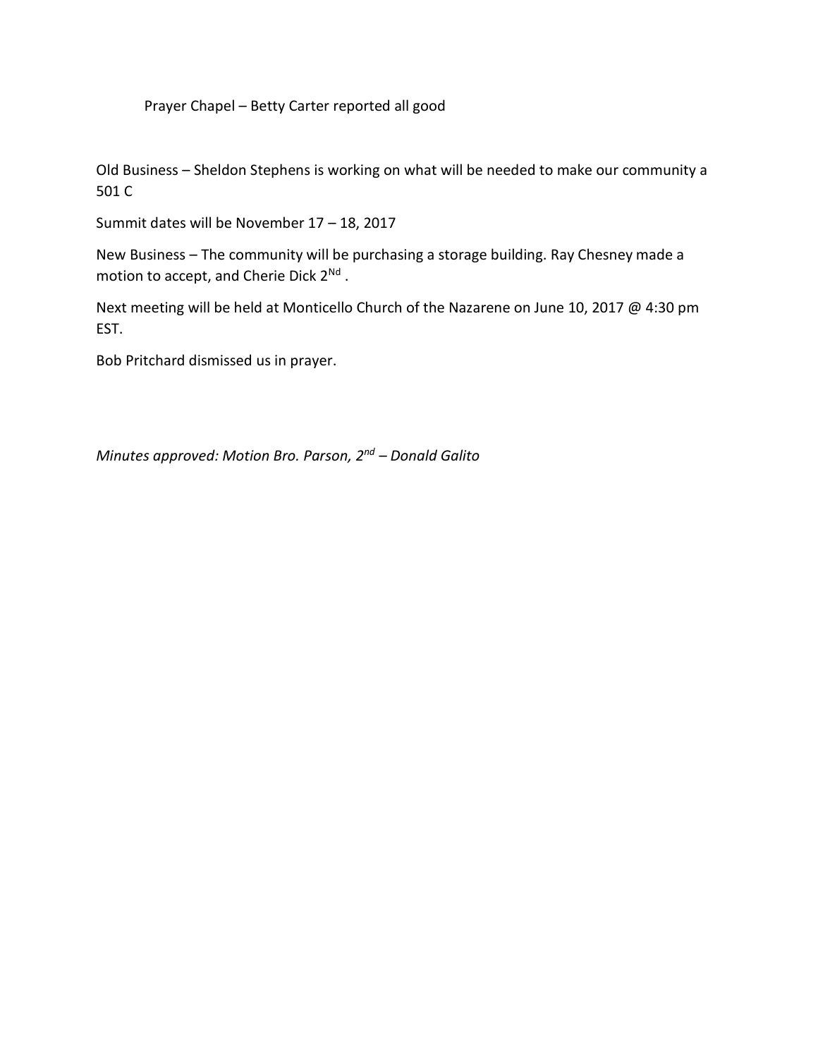Prayer Chapel – Betty Carter reported all good

Old Business – Sheldon Stephens is working on what will be needed to make our community a 501 C

Summit dates will be November 17 – 18, 2017

New Business – The community will be purchasing a storage building. Ray Chesney made a motion to accept, and Cherie Dick 2Nd .

Next meeting will be held at Monticello Church of the Nazarene on June 10, 2017 @ 4:30 pm EST.

Bob Pritchard dismissed us in prayer.

*Minutes approved: Motion Bro. Parson, 2nd – Donald Galito*